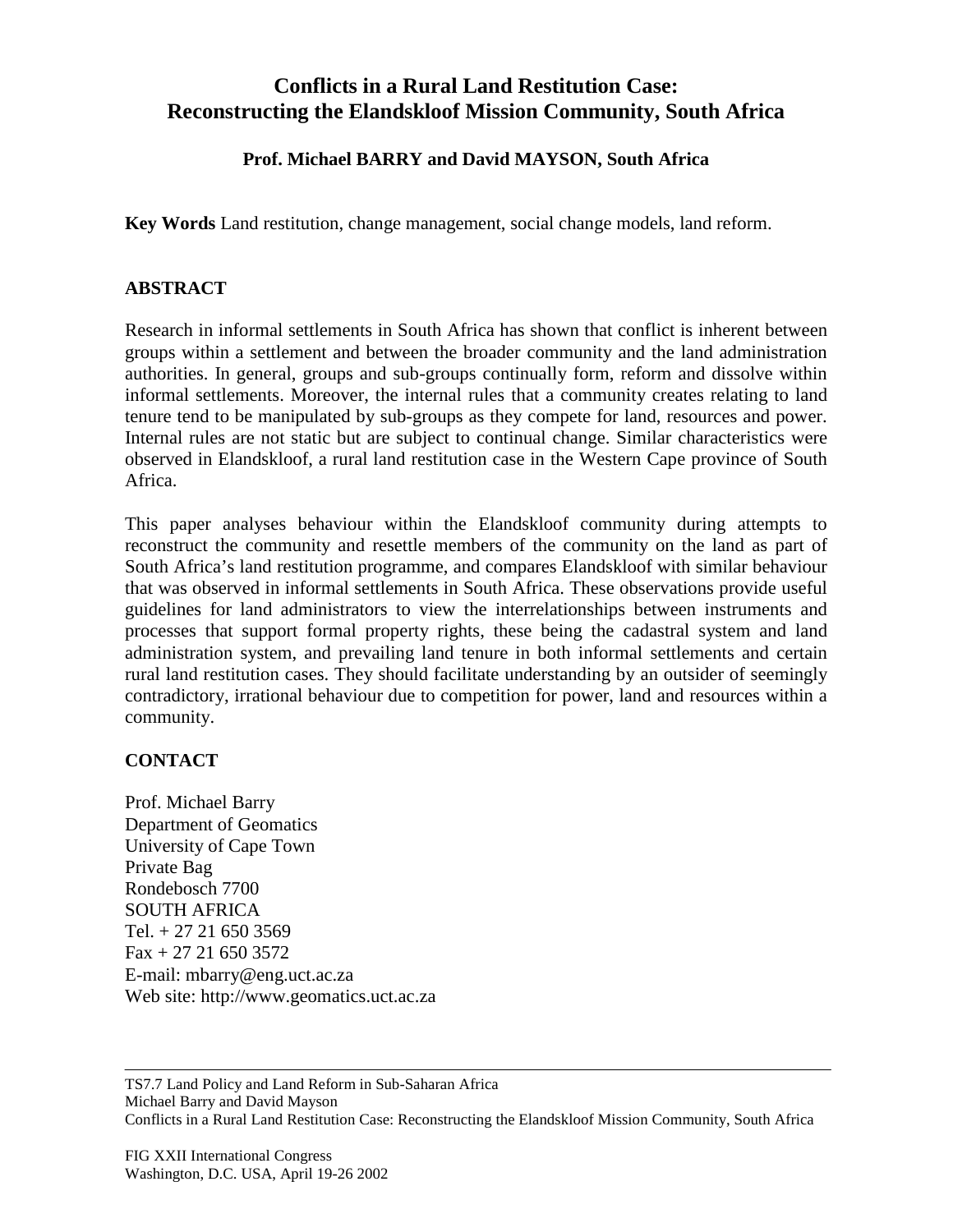# Conflicts in a Rural Land Restitution Case: Reconstructing the Elandskloof Mission Community, South Africa

**Prof. Michael BARRY and David MAYSON, South Africa**

**Key Words** Land restitution, change management, social change models, land reform.

## ABSTRACT

Research in informal settlements in South Africa has shown that conflict is inherent between groups within a settlement and between the broader community and the land administration authorities. In general, groups and sub-groups continually form, reform and dissolve within informal settlements. Moreover, the internal rules that a community creates relating to land tenure tend to be manipulated by sub-groups as they compete for land, resources and power. Internal rules are not static but are subject to continual change. Similar characteristics were observed in Elandskloof, a rural land restitution case in the Western Cape province of South Africa.

This paper analyses behaviour within the Elandskloof community during attempts to reconstruct the community and resettle members of the community on the land as part of South Africa's land restitution programme, and compares Elandskloof with similar behaviour that was observed in informal settlements in South Africa. These observations provide useful guidelines for land administrators to view the interrelationships between instruments and processes that support formal property rights, these being the cadastral system and land administration system, and prevailing land tenure in both informal settlements and certain rural land restitution cases. They should facilitate understanding by an outsider of seemingly contradictory, irrational behaviour due to competition for power, land and resources within a community.

## CONTACT

Prof. Michael Barry
Department of Geomatics
University of Cape Town
Private Bag
Rondebosch 7700
SOUTH AFRICA
Tel. + 27 21 650 3569
Fax + 27 21 650 3572
E-mail: mbarry@eng.uct.ac.za
Web site: http://www.geomatics.uct.ac.za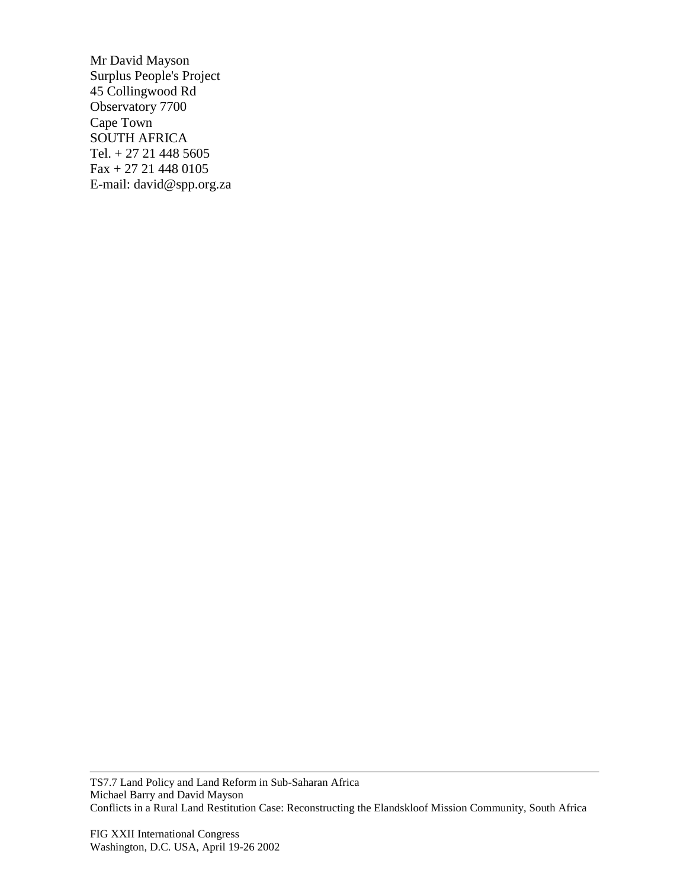Mr David Mayson
Surplus People's Project
45 Collingwood Rd
Observatory 7700
Cape Town
SOUTH AFRICA
Tel. + 27 21 448 5605
Fax + 27 21 448 0105
E-mail: david@spp.org.za